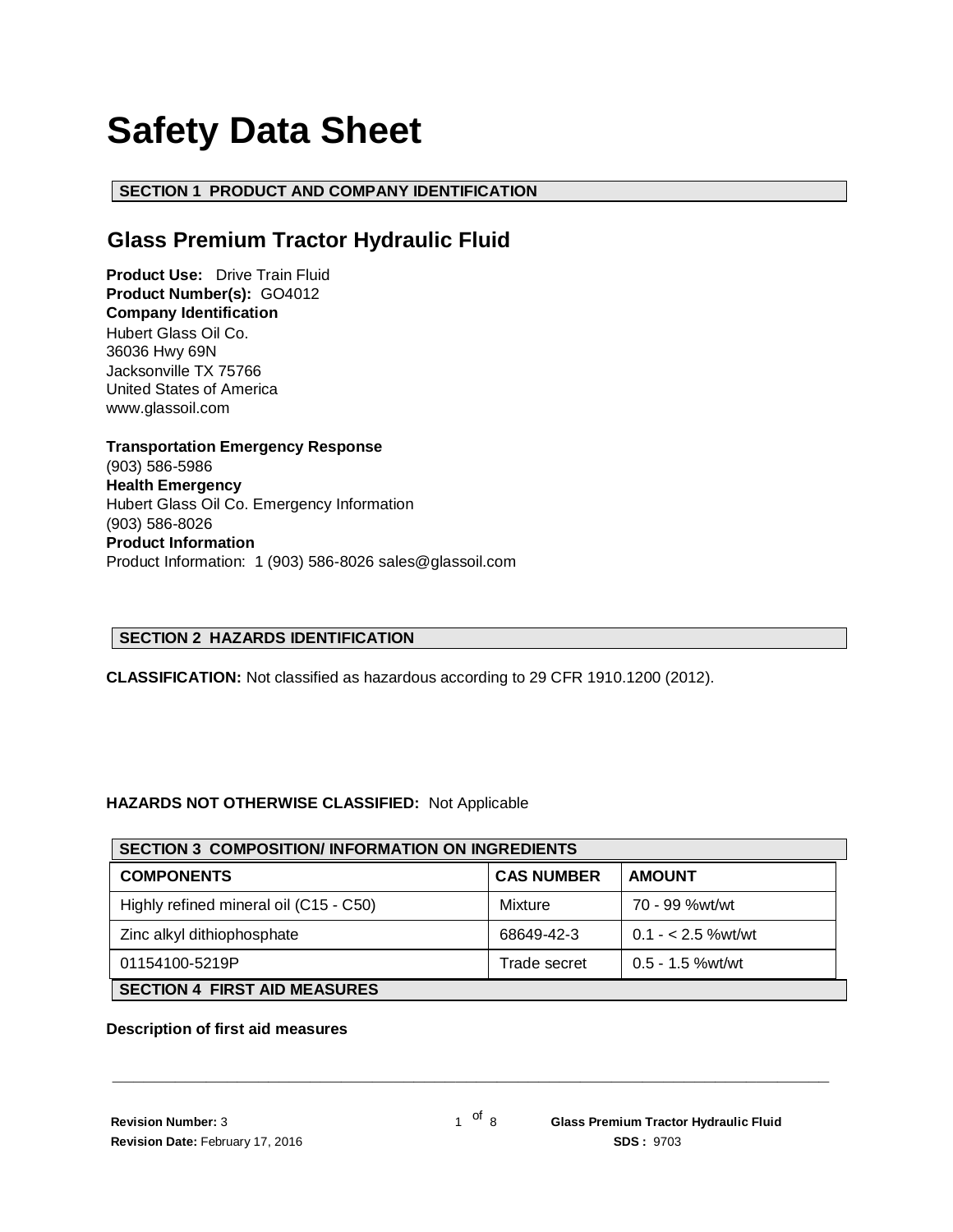# Safety Data Sheet

## SECTION 1 PRODUCT AND COMPANY IDENTIFICATION

### Glass Premium Tractor Hydraulic Fluid

**Product Use:** Drive Train Fluid
**Product Number(s):** GO4012
**Company Identification**
Hubert Glass Oil Co.
36036 Hwy 69N
Jacksonville TX 75766
United States of America
www.glassoil.com

**Transportation Emergency Response**
(903) 586-5986
**Health Emergency**
Hubert Glass Oil Co. Emergency Information
(903) 586-8026
**Product Information**
Product Information: 1 (903) 586-8026 sales@glassoil.com

## SECTION 2 HAZARDS IDENTIFICATION

**CLASSIFICATION:** Not classified as hazardous according to 29 CFR 1910.1200 (2012).

**HAZARDS NOT OTHERWISE CLASSIFIED:** Not Applicable

## SECTION 3 COMPOSITION/ INFORMATION ON INGREDIENTS

| COMPONENTS | CAS NUMBER | AMOUNT |
|---|---|---|
| Highly refined mineral oil (C15 - C50) | Mixture | 70 - 99 %wt/wt |
| Zinc alkyl dithiophosphate | 68649-42-3 | 0.1 - < 2.5 %wt/wt |
| 01154100-5219P | Trade secret | 0.5 - 1.5 %wt/wt |

## SECTION 4 FIRST AID MEASURES

**Description of first aid measures**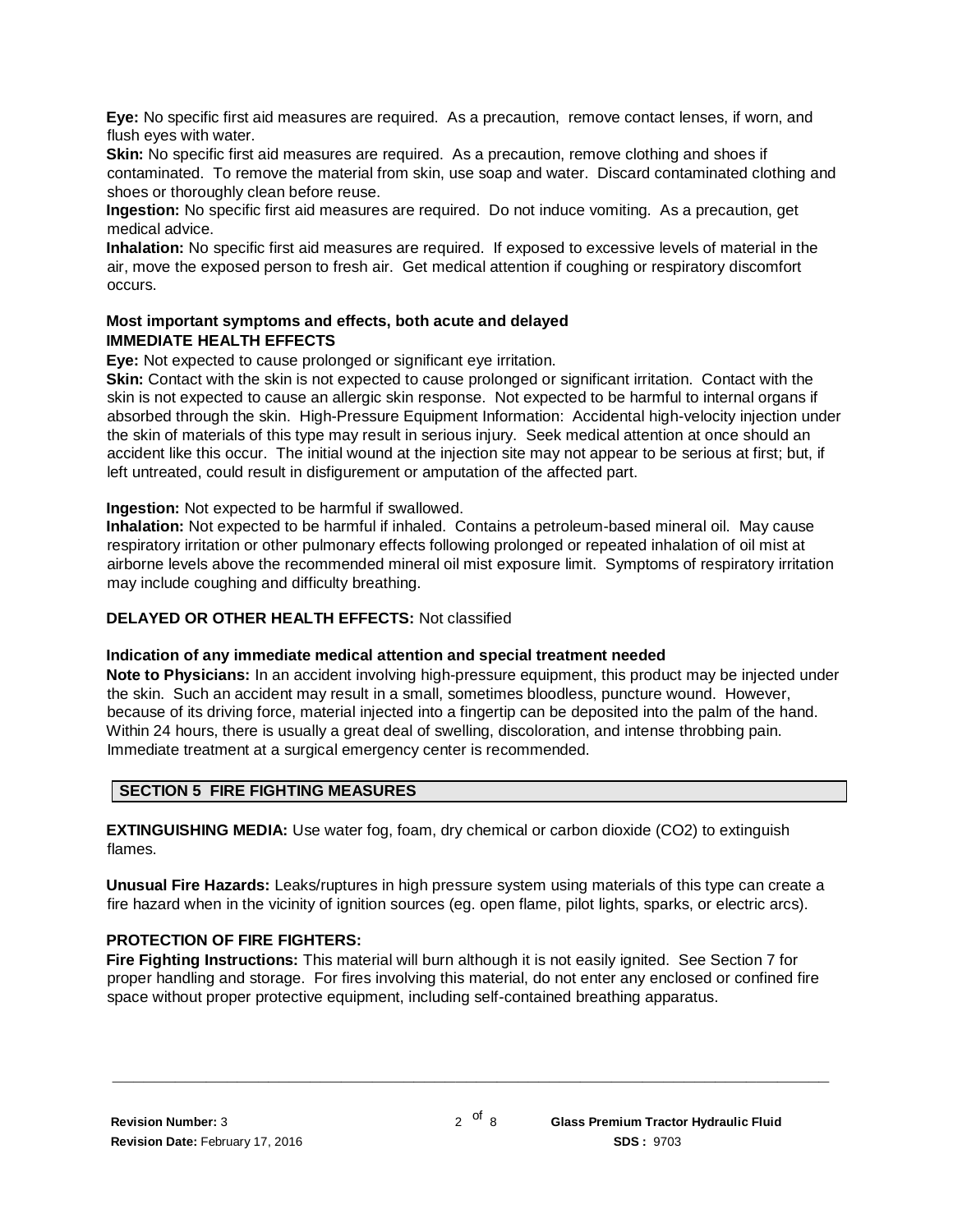**Eye:** No specific first aid measures are required. As a precaution, remove contact lenses, if worn, and flush eyes with water.

**Skin:** No specific first aid measures are required. As a precaution, remove clothing and shoes if contaminated. To remove the material from skin, use soap and water. Discard contaminated clothing and shoes or thoroughly clean before reuse.

**Ingestion:** No specific first aid measures are required. Do not induce vomiting. As a precaution, get medical advice.

**Inhalation:** No specific first aid measures are required. If exposed to excessive levels of material in the air, move the exposed person to fresh air. Get medical attention if coughing or respiratory discomfort occurs.

**Most important symptoms and effects, both acute and delayed**

**IMMEDIATE HEALTH EFFECTS**

**Eye:** Not expected to cause prolonged or significant eye irritation.

**Skin:** Contact with the skin is not expected to cause prolonged or significant irritation. Contact with the skin is not expected to cause an allergic skin response. Not expected to be harmful to internal organs if absorbed through the skin. High-Pressure Equipment Information: Accidental high-velocity injection under the skin of materials of this type may result in serious injury. Seek medical attention at once should an accident like this occur. The initial wound at the injection site may not appear to be serious at first; but, if left untreated, could result in disfigurement or amputation of the affected part.

**Ingestion:** Not expected to be harmful if swallowed.

**Inhalation:** Not expected to be harmful if inhaled. Contains a petroleum-based mineral oil. May cause respiratory irritation or other pulmonary effects following prolonged or repeated inhalation of oil mist at airborne levels above the recommended mineral oil mist exposure limit. Symptoms of respiratory irritation may include coughing and difficulty breathing.

**DELAYED OR OTHER HEALTH EFFECTS:** Not classified

**Indication of any immediate medical attention and special treatment needed**

**Note to Physicians:** In an accident involving high-pressure equipment, this product may be injected under the skin. Such an accident may result in a small, sometimes bloodless, puncture wound. However, because of its driving force, material injected into a fingertip can be deposited into the palm of the hand. Within 24 hours, there is usually a great deal of swelling, discoloration, and intense throbbing pain. Immediate treatment at a surgical emergency center is recommended.

## SECTION 5 FIRE FIGHTING MEASURES

**EXTINGUISHING MEDIA:** Use water fog, foam, dry chemical or carbon dioxide ($CO_2$) to extinguish flames.

**Unusual Fire Hazards:** Leaks/ruptures in high pressure system using materials of this type can create a fire hazard when in the vicinity of ignition sources (eg. open flame, pilot lights, sparks, or electric arcs).

**PROTECTION OF FIRE FIGHTERS:**

**Fire Fighting Instructions:** This material will burn although it is not easily ignited. See Section 7 for proper handling and storage. For fires involving this material, do not enter any enclosed or confined fire space without proper protective equipment, including self-contained breathing apparatus.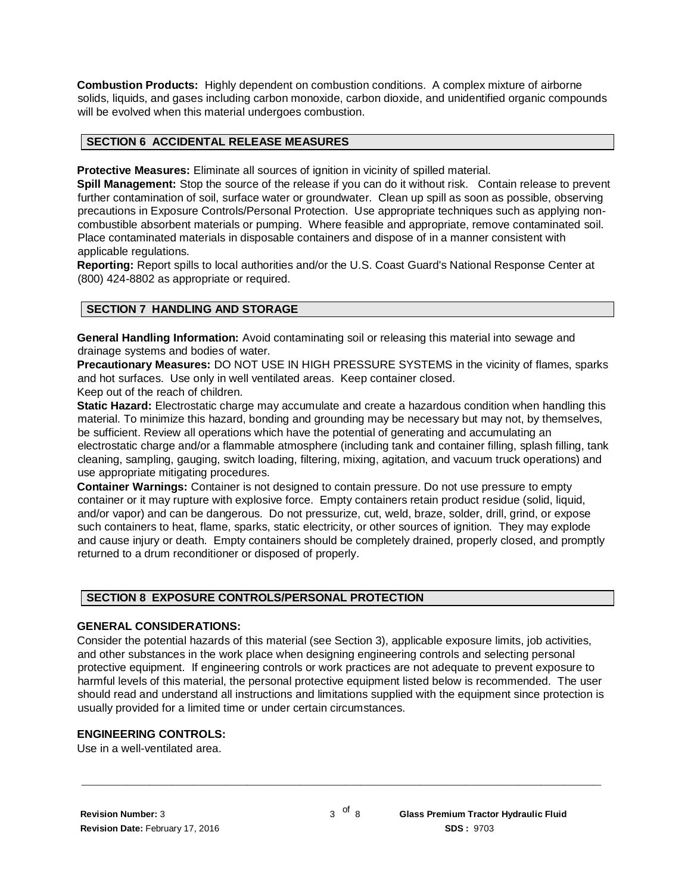**Combustion Products:** Highly dependent on combustion conditions. A complex mixture of airborne solids, liquids, and gases including carbon monoxide, carbon dioxide, and unidentified organic compounds will be evolved when this material undergoes combustion.

## SECTION 6 ACCIDENTAL RELEASE MEASURES

**Protective Measures:** Eliminate all sources of ignition in vicinity of spilled material.
**Spill Management:** Stop the source of the release if you can do it without risk. Contain release to prevent further contamination of soil, surface water or groundwater. Clean up spill as soon as possible, observing precautions in Exposure Controls/Personal Protection. Use appropriate techniques such as applying non-combustible absorbent materials or pumping. Where feasible and appropriate, remove contaminated soil. Place contaminated materials in disposable containers and dispose of in a manner consistent with applicable regulations.
**Reporting:** Report spills to local authorities and/or the U.S. Coast Guard's National Response Center at (800) 424-8802 as appropriate or required.

## SECTION 7 HANDLING AND STORAGE

**General Handling Information:** Avoid contaminating soil or releasing this material into sewage and drainage systems and bodies of water.
**Precautionary Measures:** DO NOT USE IN HIGH PRESSURE SYSTEMS in the vicinity of flames, sparks and hot surfaces. Use only in well ventilated areas. Keep container closed.
Keep out of the reach of children.
**Static Hazard:** Electrostatic charge may accumulate and create a hazardous condition when handling this material. To minimize this hazard, bonding and grounding may be necessary but may not, by themselves, be sufficient. Review all operations which have the potential of generating and accumulating an electrostatic charge and/or a flammable atmosphere (including tank and container filling, splash filling, tank cleaning, sampling, gauging, switch loading, filtering, mixing, agitation, and vacuum truck operations) and use appropriate mitigating procedures.
**Container Warnings:** Container is not designed to contain pressure. Do not use pressure to empty container or it may rupture with explosive force. Empty containers retain product residue (solid, liquid, and/or vapor) and can be dangerous. Do not pressurize, cut, weld, braze, solder, drill, grind, or expose such containers to heat, flame, sparks, static electricity, or other sources of ignition. They may explode and cause injury or death. Empty containers should be completely drained, properly closed, and promptly returned to a drum reconditioner or disposed of properly.

## SECTION 8 EXPOSURE CONTROLS/PERSONAL PROTECTION

### GENERAL CONSIDERATIONS:

Consider the potential hazards of this material (see Section 3), applicable exposure limits, job activities, and other substances in the work place when designing engineering controls and selecting personal protective equipment. If engineering controls or work practices are not adequate to prevent exposure to harmful levels of this material, the personal protective equipment listed below is recommended. The user should read and understand all instructions and limitations supplied with the equipment since protection is usually provided for a limited time or under certain circumstances.

### ENGINEERING CONTROLS:

Use in a well-ventilated area.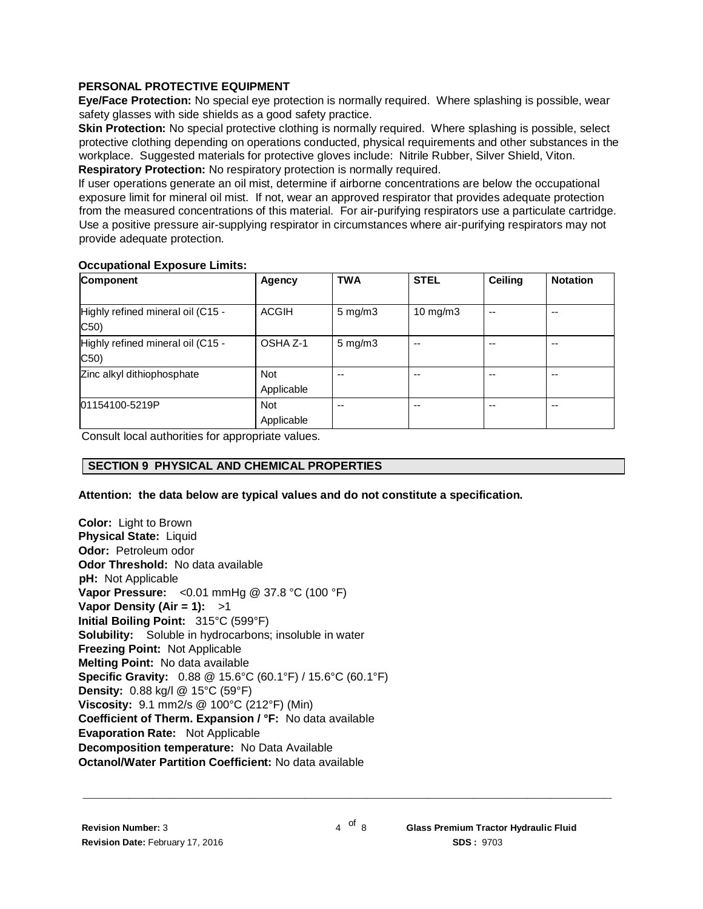**PERSONAL PROTECTIVE EQUIPMENT**

**Eye/Face Protection:** No special eye protection is normally required. Where splashing is possible, wear safety glasses with side shields as a good safety practice.

**Skin Protection:** No special protective clothing is normally required. Where splashing is possible, select protective clothing depending on operations conducted, physical requirements and other substances in the workplace. Suggested materials for protective gloves include: Nitrile Rubber, Silver Shield, Viton.

**Respiratory Protection:** No respiratory protection is normally required.

If user operations generate an oil mist, determine if airborne concentrations are below the occupational exposure limit for mineral oil mist. If not, wear an approved respirator that provides adequate protection from the measured concentrations of this material. For air-purifying respirators use a particulate cartridge. Use a positive pressure air-supplying respirator in circumstances where air-purifying respirators may not provide adequate protection.

**Occupational Exposure Limits:**

| Component | Agency | TWA | STEL | Ceiling | Notation |
|---|---|---|---|---|---|
| Highly refined mineral oil (C15 - C50) | ACGIH | 5 mg/m3 | 10 mg/m3 | -- | -- |
| Highly refined mineral oil (C15 - C50) | OSHA Z-1 | 5 mg/m3 | -- | -- | -- |
| Zinc alkyl dithiophosphate | Not Applicable | -- | -- | -- | -- |
| 01154100-5219P | Not Applicable | -- | -- | -- | -- |

Consult local authorities for appropriate values.

## SECTION 9 PHYSICAL AND CHEMICAL PROPERTIES

**Attention: the data below are typical values and do not constitute a specification.**

**Color:** Light to Brown
**Physical State:** Liquid
**Odor:** Petroleum odor
**Odor Threshold:** No data available
**pH:** Not Applicable
**Vapor Pressure:** <0.01 mmHg @ 37.8 °C (100 °F)
**Vapor Density (Air = 1):** >1
**Initial Boiling Point:** 315°C (599°F)
**Solubility:** Soluble in hydrocarbons; insoluble in water
**Freezing Point:** Not Applicable
**Melting Point:** No data available
**Specific Gravity:** 0.88 @ 15.6°C (60.1°F) / 15.6°C (60.1°F)
**Density:** 0.88 kg/l @ 15°C (59°F)
**Viscosity:** 9.1 mm2/s @ 100°C (212°F) (Min)
**Coefficient of Therm. Expansion / °F:** No data available
**Evaporation Rate:** Not Applicable
**Decomposition temperature:** No Data Available
**Octanol/Water Partition Coefficient:** No data available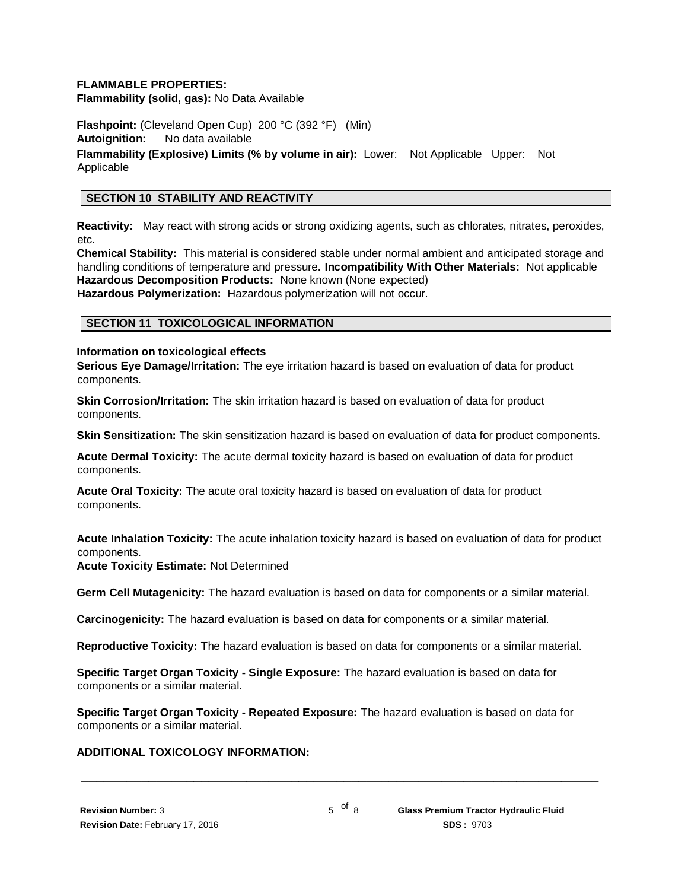**FLAMMABLE PROPERTIES:**
**Flammability (solid, gas):** No Data Available

**Flashpoint:** (Cleveland Open Cup) 200 °C (392 °F) (Min)
**Autoignition:** No data available
**Flammability (Explosive) Limits (% by volume in air):** Lower: Not Applicable Upper: Not Applicable

## SECTION 10 STABILITY AND REACTIVITY

**Reactivity:** May react with strong acids or strong oxidizing agents, such as chlorates, nitrates, peroxides, etc.
**Chemical Stability:** This material is considered stable under normal ambient and anticipated storage and handling conditions of temperature and pressure. **Incompatibility With Other Materials:** Not applicable
**Hazardous Decomposition Products:** None known (None expected)
**Hazardous Polymerization:** Hazardous polymerization will not occur.

## SECTION 11 TOXICOLOGICAL INFORMATION

**Information on toxicological effects**
**Serious Eye Damage/Irritation:** The eye irritation hazard is based on evaluation of data for product components.

**Skin Corrosion/Irritation:** The skin irritation hazard is based on evaluation of data for product components.

**Skin Sensitization:** The skin sensitization hazard is based on evaluation of data for product components.

**Acute Dermal Toxicity:** The acute dermal toxicity hazard is based on evaluation of data for product components.

**Acute Oral Toxicity:** The acute oral toxicity hazard is based on evaluation of data for product components.

**Acute Inhalation Toxicity:** The acute inhalation toxicity hazard is based on evaluation of data for product components.
**Acute Toxicity Estimate:** Not Determined

**Germ Cell Mutagenicity:** The hazard evaluation is based on data for components or a similar material.

**Carcinogenicity:** The hazard evaluation is based on data for components or a similar material.

**Reproductive Toxicity:** The hazard evaluation is based on data for components or a similar material.

**Specific Target Organ Toxicity - Single Exposure:** The hazard evaluation is based on data for components or a similar material.

**Specific Target Organ Toxicity - Repeated Exposure:** The hazard evaluation is based on data for components or a similar material.

**ADDITIONAL TOXICOLOGY INFORMATION:**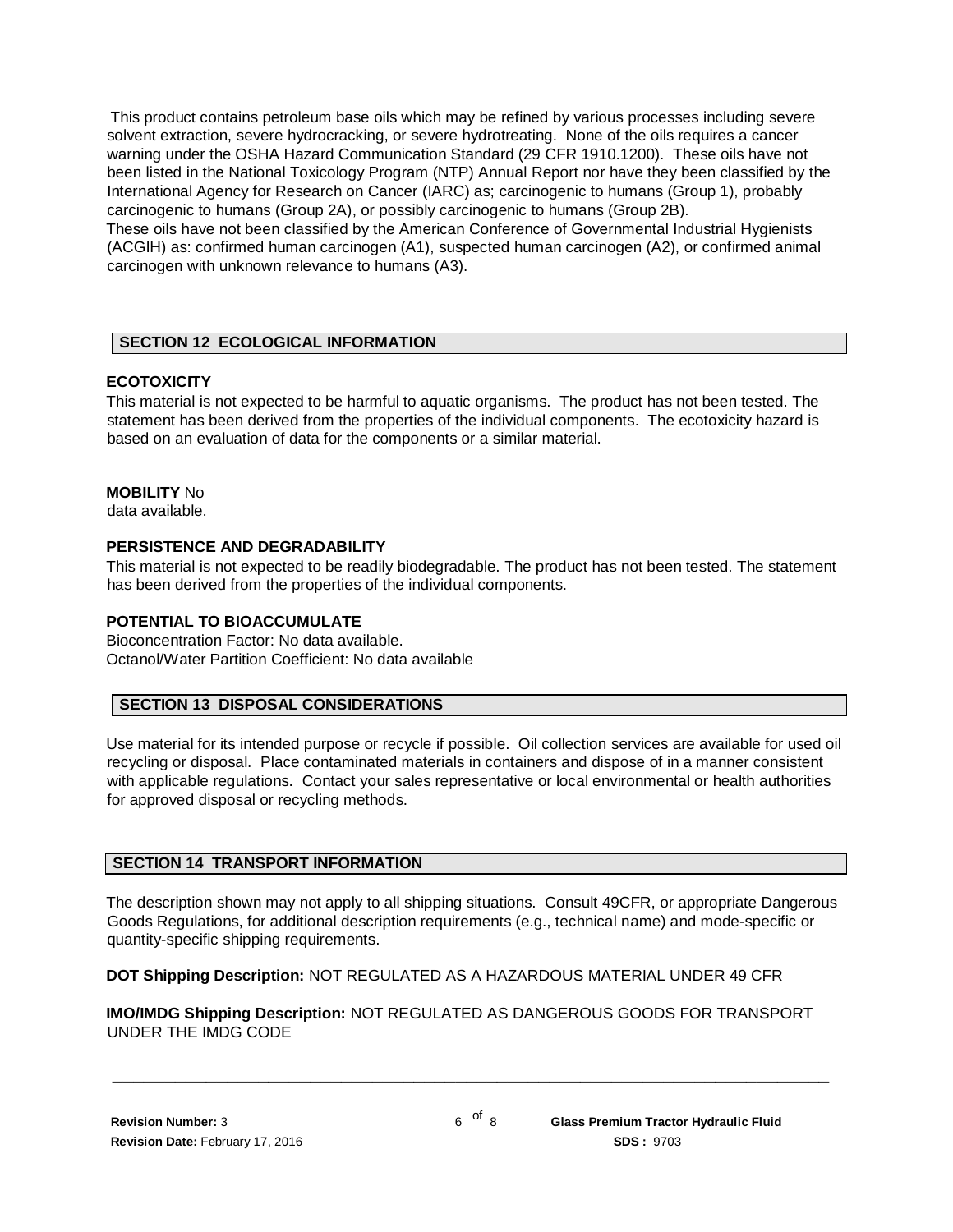This product contains petroleum base oils which may be refined by various processes including severe solvent extraction, severe hydrocracking, or severe hydrotreating. None of the oils requires a cancer warning under the OSHA Hazard Communication Standard (29 CFR 1910.1200). These oils have not been listed in the National Toxicology Program (NTP) Annual Report nor have they been classified by the International Agency for Research on Cancer (IARC) as; carcinogenic to humans (Group 1), probably carcinogenic to humans (Group 2A), or possibly carcinogenic to humans (Group 2B).
These oils have not been classified by the American Conference of Governmental Industrial Hygienists (ACGIH) as: confirmed human carcinogen (A1), suspected human carcinogen (A2), or confirmed animal carcinogen with unknown relevance to humans (A3).

## SECTION 12 ECOLOGICAL INFORMATION

**ECOTOXICITY**
This material is not expected to be harmful to aquatic organisms. The product has not been tested. The statement has been derived from the properties of the individual components. The ecotoxicity hazard is based on an evaluation of data for the components or a similar material.

**MOBILITY** No data available.

**PERSISTENCE AND DEGRADABILITY**
This material is not expected to be readily biodegradable. The product has not been tested. The statement has been derived from the properties of the individual components.

**POTENTIAL TO BIOACCUMULATE**
Bioconcentration Factor: No data available.
Octanol/Water Partition Coefficient: No data available

## SECTION 13 DISPOSAL CONSIDERATIONS

Use material for its intended purpose or recycle if possible. Oil collection services are available for used oil recycling or disposal. Place contaminated materials in containers and dispose of in a manner consistent with applicable regulations. Contact your sales representative or local environmental or health authorities for approved disposal or recycling methods.

## SECTION 14 TRANSPORT INFORMATION

The description shown may not apply to all shipping situations. Consult 49CFR, or appropriate Dangerous Goods Regulations, for additional description requirements (e.g., technical name) and mode-specific or quantity-specific shipping requirements.

**DOT Shipping Description:** NOT REGULATED AS A HAZARDOUS MATERIAL UNDER 49 CFR

**IMO/IMDG Shipping Description:** NOT REGULATED AS DANGEROUS GOODS FOR TRANSPORT UNDER THE IMDG CODE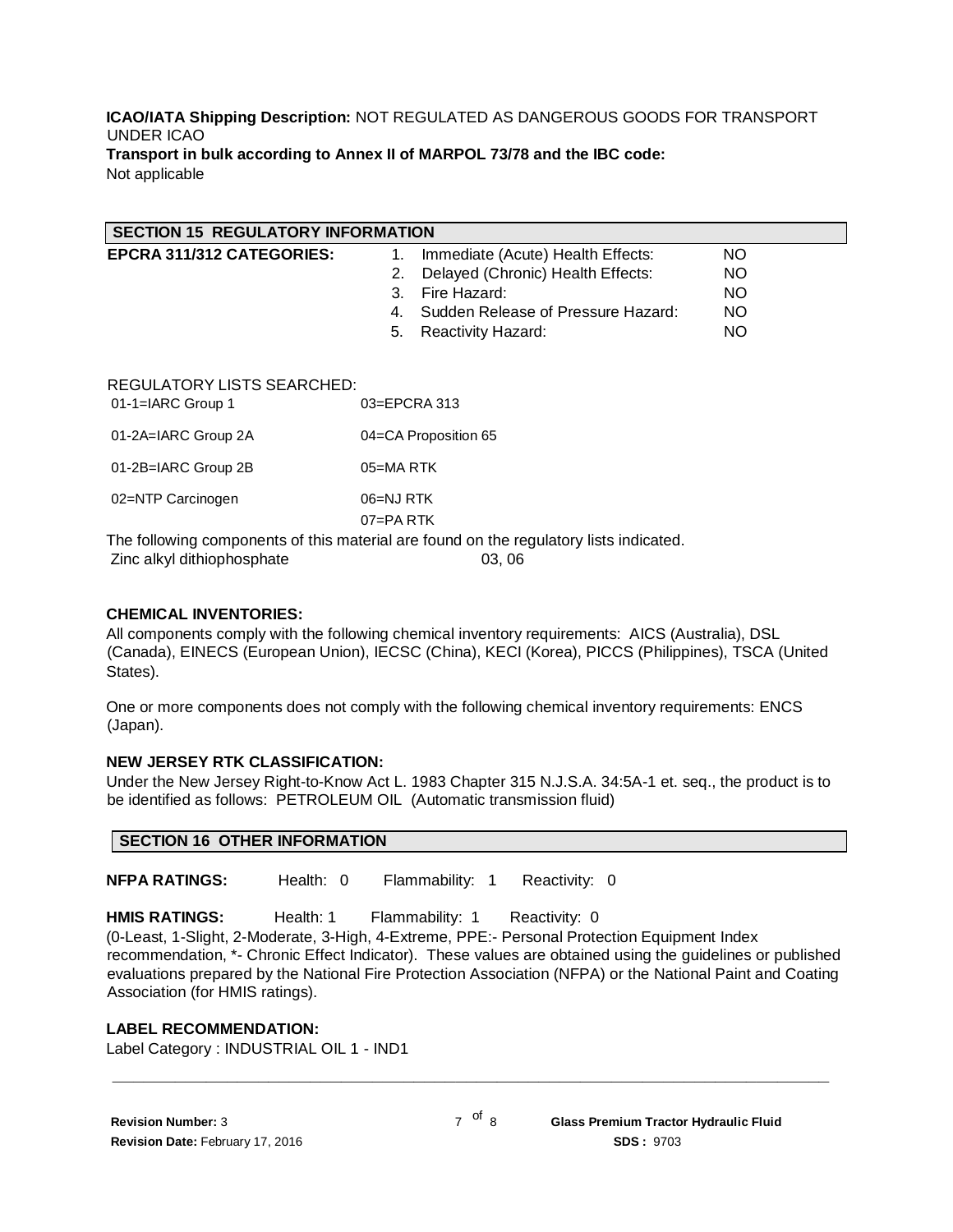**ICAO/IATA Shipping Description:** NOT REGULATED AS DANGEROUS GOODS FOR TRANSPORT UNDER ICAO

**Transport in bulk according to Annex II of MARPOL 73/78 and the IBC code:**
Not applicable

## SECTION 15 REGULATORY INFORMATION

**EPCRA 311/312 CATEGORIES:**

1. Immediate (Acute) Health Effects: NO
2. Delayed (Chronic) Health Effects: NO
3. Fire Hazard: NO
4. Sudden Release of Pressure Hazard: NO
5. Reactivity Hazard: NO

REGULATORY LISTS SEARCHED:

| | |
|---|---|
| 01-1=IARC Group 1 | 03=EPCRA 313 |
| 01-2A=IARC Group 2A | 04=CA Proposition 65 |
| 01-2B=IARC Group 2B | 05=MA RTK |
| 02=NTP Carcinogen | 06=NJ RTK |
| | 07=PA RTK |

The following components of this material are found on the regulatory lists indicated.

| | |
|---|---|
| Zinc alkyl dithiophosphate | 03, 06 |

**CHEMICAL INVENTORIES:**

All components comply with the following chemical inventory requirements: AICS (Australia), DSL (Canada), EINECS (European Union), IECSC (China), KECI (Korea), PICCS (Philippines), TSCA (United States).

One or more components does not comply with the following chemical inventory requirements: ENCS (Japan).

**NEW JERSEY RTK CLASSIFICATION:**

Under the New Jersey Right-to-Know Act L. 1983 Chapter 315 N.J.S.A. 34:5A-1 et. seq., the product is to be identified as follows: PETROLEUM OIL (Automatic transmission fluid)

## SECTION 16 OTHER INFORMATION

**NFPA RATINGS:** Health: 0 Flammability: 1 Reactivity: 0

**HMIS RATINGS:** Health: 1 Flammability: 1 Reactivity: 0

(0-Least, 1-Slight, 2-Moderate, 3-High, 4-Extreme, PPE:- Personal Protection Equipment Index recommendation, *- Chronic Effect Indicator). These values are obtained using the guidelines or published evaluations prepared by the National Fire Protection Association (NFPA) or the National Paint and Coating Association (for HMIS ratings).

**LABEL RECOMMENDATION:**

Label Category : INDUSTRIAL OIL 1 - IND1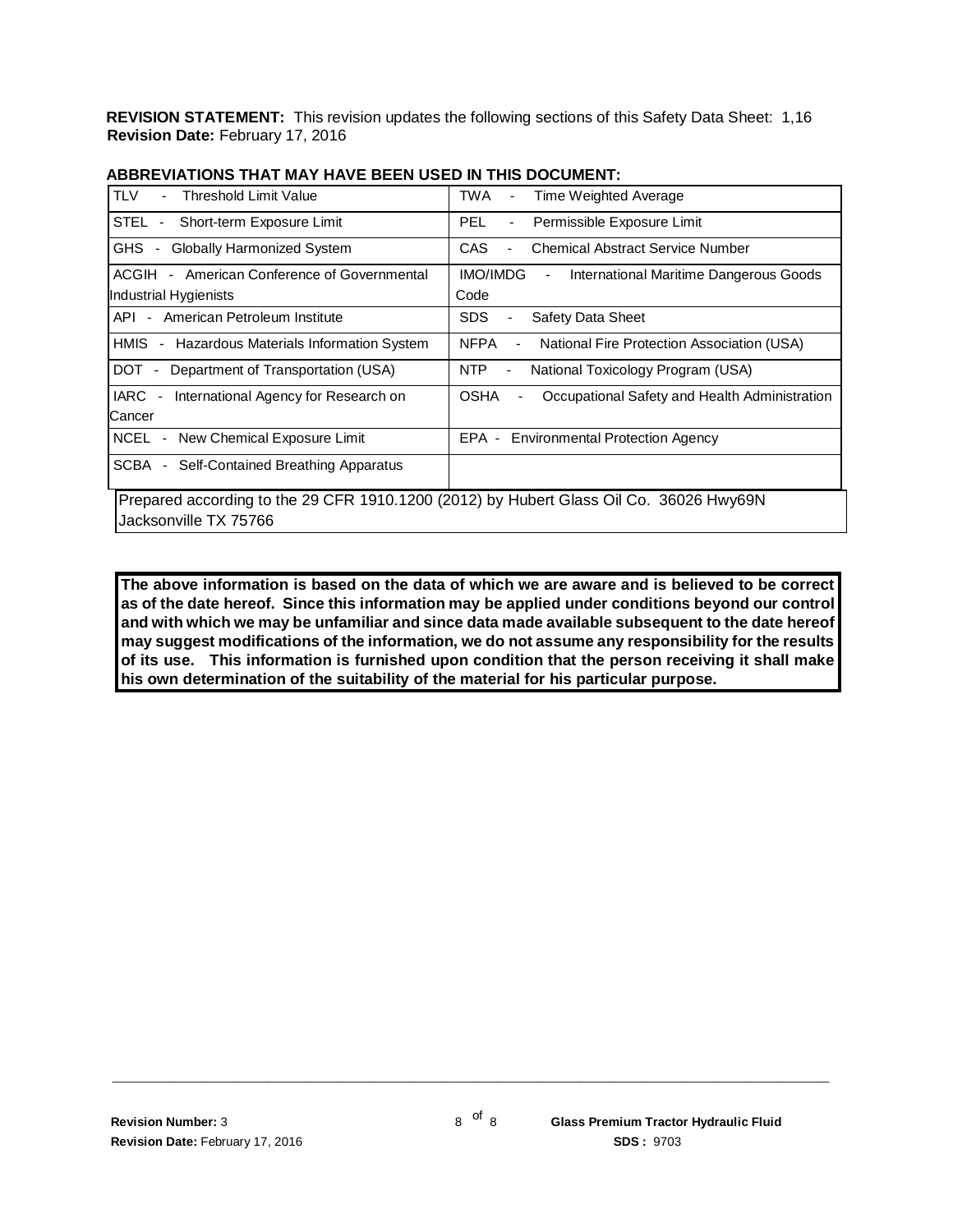**REVISION STATEMENT:** This revision updates the following sections of this Safety Data Sheet: 1,16
**Revision Date:** February 17, 2016

**ABBREVIATIONS THAT MAY HAVE BEEN USED IN THIS DOCUMENT:**

| | |
|---|---|
| TLV - Threshold Limit Value | TWA - Time Weighted Average |
| STEL - Short-term Exposure Limit | PEL - Permissible Exposure Limit |
| GHS - Globally Harmonized System | CAS - Chemical Abstract Service Number |
| ACGIH - American Conference of Governmental Industrial Hygienists | IMO/IMDG - International Maritime Dangerous Goods Code |
| API - American Petroleum Institute | SDS - Safety Data Sheet |
| HMIS - Hazardous Materials Information System | NFPA - National Fire Protection Association (USA) |
| DOT - Department of Transportation (USA) | NTP - National Toxicology Program (USA) |
| IARC - International Agency for Research on Cancer | OSHA - Occupational Safety and Health Administration |
| NCEL - New Chemical Exposure Limit | EPA - Environmental Protection Agency |
| SCBA - Self-Contained Breathing Apparatus | |

Prepared according to the 29 CFR 1910.1200 (2012) by Hubert Glass Oil Co. 36026 Hwy69N Jacksonville TX 75766

**The above information is based on the data of which we are aware and is believed to be correct as of the date hereof. Since this information may be applied under conditions beyond our control and with which we may be unfamiliar and since data made available subsequent to the date hereof may suggest modifications of the information, we do not assume any responsibility for the results of its use. This information is furnished upon condition that the person receiving it shall make his own determination of the suitability of the material for his particular purpose.**